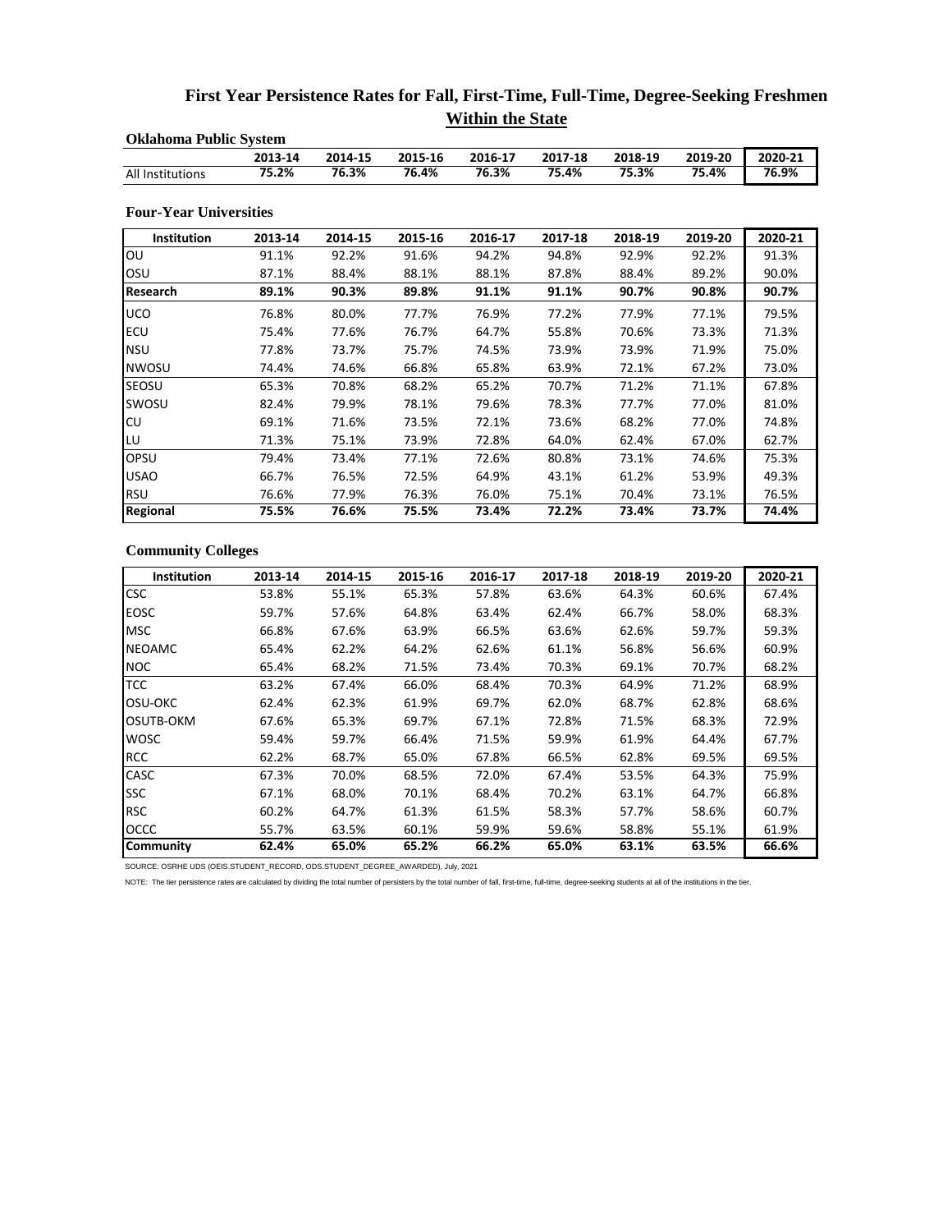# First Year Persistence Rates for Fall, First-Time, Full-Time, Degree-Seeking Freshmen

## Within the State

### Oklahoma Public System

| | 2013-14 | 2014-15 | 2015-16 | 2016-17 | 2017-18 | 2018-19 | 2019-20 | 2020-21 |
|---|---|---|---|---|---|---|---|---|
| All Institutions | **75.2%** | **76.3%** | **76.4%** | **76.3%** | **75.4%** | **75.3%** | **75.4%** | **76.9%** |

### Four-Year Universities

| Institution | 2013-14 | 2014-15 | 2015-16 | 2016-17 | 2017-18 | 2018-19 | 2019-20 | 2020-21 |
|---|---|---|---|---|---|---|---|---|
| OU | 91.1% | 92.2% | 91.6% | 94.2% | 94.8% | 92.9% | 92.2% | 91.3% |
| OSU | 87.1% | 88.4% | 88.1% | 88.1% | 87.8% | 88.4% | 89.2% | 90.0% |
| **Research** | **89.1%** | **90.3%** | **89.8%** | **91.1%** | **91.1%** | **90.7%** | **90.8%** | **90.7%** |
| UCO | 76.8% | 80.0% | 77.7% | 76.9% | 77.2% | 77.9% | 77.1% | 79.5% |
| ECU | 75.4% | 77.6% | 76.7% | 64.7% | 55.8% | 70.6% | 73.3% | 71.3% |
| NSU | 77.8% | 73.7% | 75.7% | 74.5% | 73.9% | 73.9% | 71.9% | 75.0% |
| NWOSU | 74.4% | 74.6% | 66.8% | 65.8% | 63.9% | 72.1% | 67.2% | 73.0% |
| SEOSU | 65.3% | 70.8% | 68.2% | 65.2% | 70.7% | 71.2% | 71.1% | 67.8% |
| SWOSU | 82.4% | 79.9% | 78.1% | 79.6% | 78.3% | 77.7% | 77.0% | 81.0% |
| CU | 69.1% | 71.6% | 73.5% | 72.1% | 73.6% | 68.2% | 77.0% | 74.8% |
| LU | 71.3% | 75.1% | 73.9% | 72.8% | 64.0% | 62.4% | 67.0% | 62.7% |
| OPSU | 79.4% | 73.4% | 77.1% | 72.6% | 80.8% | 73.1% | 74.6% | 75.3% |
| USAO | 66.7% | 76.5% | 72.5% | 64.9% | 43.1% | 61.2% | 53.9% | 49.3% |
| RSU | 76.6% | 77.9% | 76.3% | 76.0% | 75.1% | 70.4% | 73.1% | 76.5% |
| **Regional** | **75.5%** | **76.6%** | **75.5%** | **73.4%** | **72.2%** | **73.4%** | **73.7%** | **74.4%** |

### Community Colleges

| Institution | 2013-14 | 2014-15 | 2015-16 | 2016-17 | 2017-18 | 2018-19 | 2019-20 | 2020-21 |
|---|---|---|---|---|---|---|---|---|
| CSC | 53.8% | 55.1% | 65.3% | 57.8% | 63.6% | 64.3% | 60.6% | 67.4% |
| EOSC | 59.7% | 57.6% | 64.8% | 63.4% | 62.4% | 66.7% | 58.0% | 68.3% |
| MSC | 66.8% | 67.6% | 63.9% | 66.5% | 63.6% | 62.6% | 59.7% | 59.3% |
| NEOAMC | 65.4% | 62.2% | 64.2% | 62.6% | 61.1% | 56.8% | 56.6% | 60.9% |
| NOC | 65.4% | 68.2% | 71.5% | 73.4% | 70.3% | 69.1% | 70.7% | 68.2% |
| TCC | 63.2% | 67.4% | 66.0% | 68.4% | 70.3% | 64.9% | 71.2% | 68.9% |
| OSU-OKC | 62.4% | 62.3% | 61.9% | 69.7% | 62.0% | 68.7% | 62.8% | 68.6% |
| OSUTB-OKM | 67.6% | 65.3% | 69.7% | 67.1% | 72.8% | 71.5% | 68.3% | 72.9% |
| WOSC | 59.4% | 59.7% | 66.4% | 71.5% | 59.9% | 61.9% | 64.4% | 67.7% |
| RCC | 62.2% | 68.7% | 65.0% | 67.8% | 66.5% | 62.8% | 69.5% | 69.5% |
| CASC | 67.3% | 70.0% | 68.5% | 72.0% | 67.4% | 53.5% | 64.3% | 75.9% |
| SSC | 67.1% | 68.0% | 70.1% | 68.4% | 70.2% | 63.1% | 64.7% | 66.8% |
| RSC | 60.2% | 64.7% | 61.3% | 61.5% | 58.3% | 57.7% | 58.6% | 60.7% |
| OCCC | 55.7% | 63.5% | 60.1% | 59.9% | 59.6% | 58.8% | 55.1% | 61.9% |
| **Community** | **62.4%** | **65.0%** | **65.2%** | **66.2%** | **65.0%** | **63.1%** | **63.5%** | **66.6%** |

SOURCE: OSRHE UDS (OEIS.STUDENT_RECORD, ODS.STUDENT_DEGREE_AWARDED), July, 2021

NOTE: The tier persistence rates are calculated by dividing the total number of persisters by the total number of fall, first-time, full-time, degree-seeking students at all of the institutions in the tier.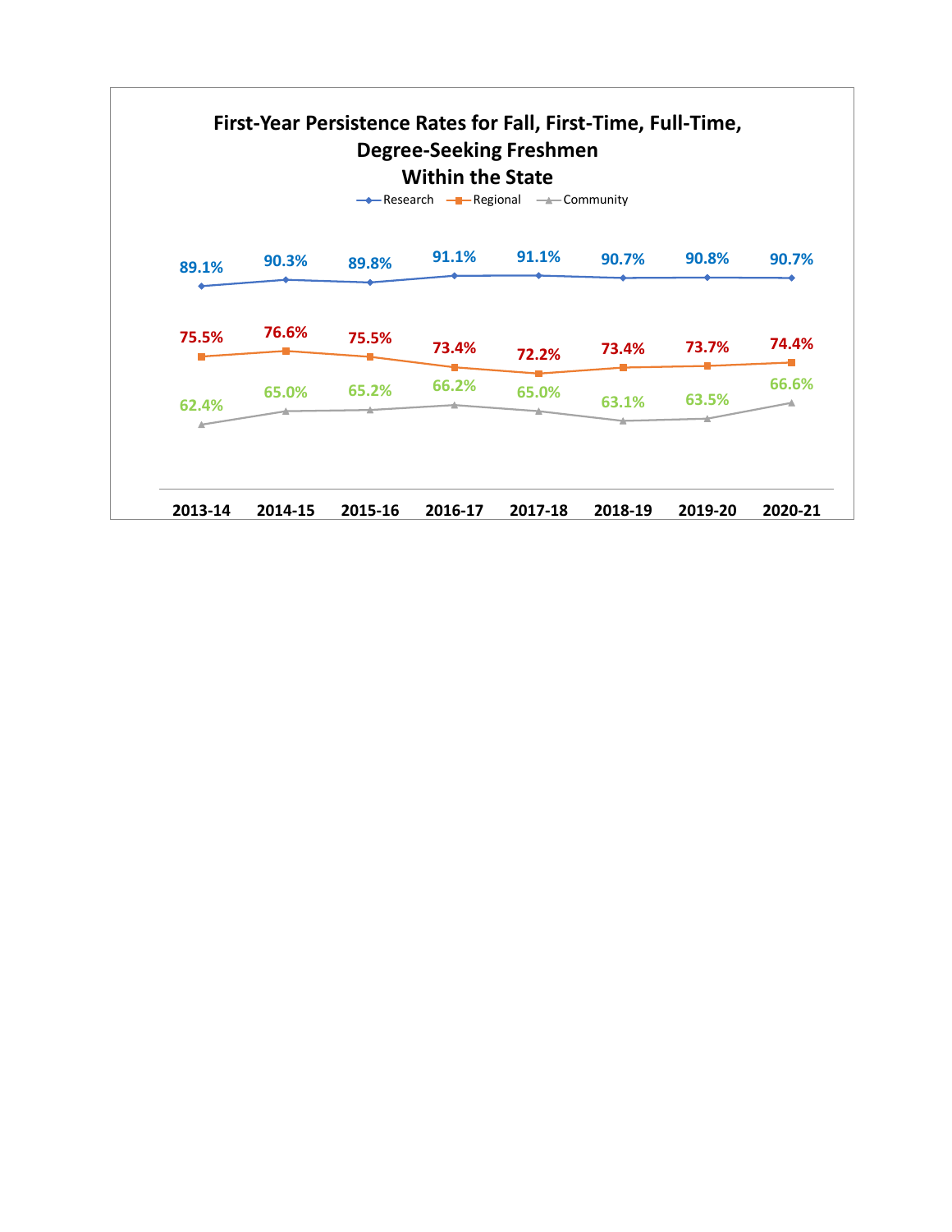**First-Year Persistence Rates for Fall, First-Time, Full-Time, Degree-Seeking Freshmen Within the State**

Research Regional Community

89.1% 90.3% 89.8% 91.1% 91.1% 90.7% 90.8% 90.7%

75.5% 76.6% 75.5% 73.4% 72.2% 73.4% 73.7% 74.4%

62.4% 65.0% 65.2% 66.2% 65.0% 63.1% 63.5% 66.6%

2013-14 2014-15 2015-16 2016-17 2017-18 2018-19 2019-20 2020-21